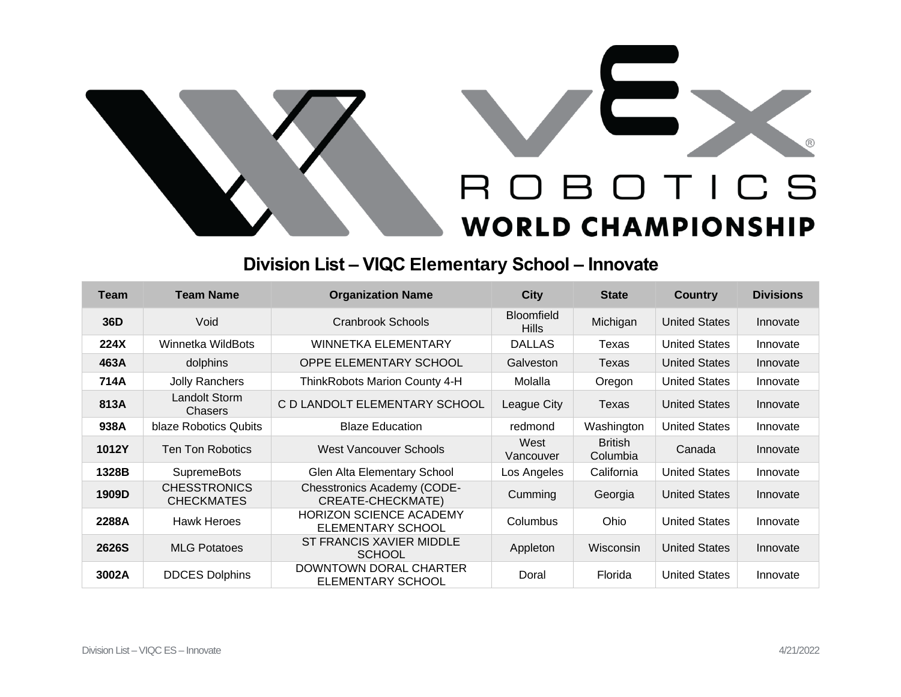# VEX ROBOTICS WORLD CHAMPIONSHIP

## Division List – VIQC Elementary School – Innovate

| Team | Team Name | Organization Name | City | State | Country | Divisions |
|---|---|---|---|---|---|---|
| **36D** | Void | Cranbrook Schools | Bloomfield Hills | Michigan | United States | Innovate |
| **224X** | Winnetka WildBots | WINNETKA ELEMENTARY | DALLAS | Texas | United States | Innovate |
| **463A** | dolphins | OPPE ELEMENTARY SCHOOL | Galveston | Texas | United States | Innovate |
| **714A** | Jolly Ranchers | ThinkRobots Marion County 4-H | Molalla | Oregon | United States | Innovate |
| **813A** | Landolt Storm Chasers | C D LANDOLT ELEMENTARY SCHOOL | League City | Texas | United States | Innovate |
| **938A** | blaze Robotics Qubits | Blaze Education | redmond | Washington | United States | Innovate |
| **1012Y** | Ten Ton Robotics | West Vancouver Schools | West Vancouver | British Columbia | Canada | Innovate |
| **1328B** | SupremeBots | Glen Alta Elementary School | Los Angeles | California | United States | Innovate |
| **1909D** | CHESSTRONICS CHECKMATES | Chesstronics Academy (CODE-CREATE-CHECKMATE) | Cumming | Georgia | United States | Innovate |
| **2288A** | Hawk Heroes | HORIZON SCIENCE ACADEMY ELEMENTARY SCHOOL | Columbus | Ohio | United States | Innovate |
| **2626S** | MLG Potatoes | ST FRANCIS XAVIER MIDDLE SCHOOL | Appleton | Wisconsin | United States | Innovate |
| **3002A** | DDCES Dolphins | DOWNTOWN DORAL CHARTER ELEMENTARY SCHOOL | Doral | Florida | United States | Innovate |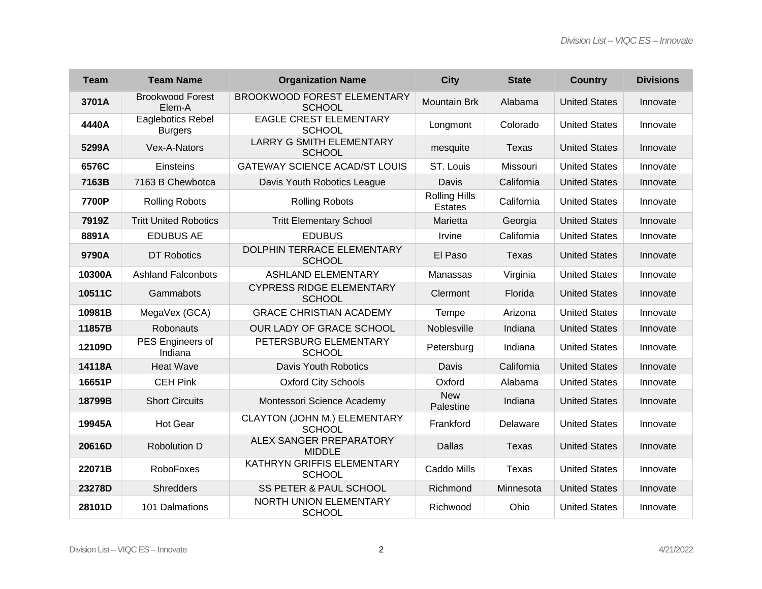| Team | Team Name | Organization Name | City | State | Country | Divisions |
| --- | --- | --- | --- | --- | --- | --- |
| 3701A | Brookwood Forest Elem-A | BROOKWOOD FOREST ELEMENTARY SCHOOL | Mountain Brk | Alabama | United States | Innovate |
| 4440A | Eaglebotics Rebel Burgers | EAGLE CREST ELEMENTARY SCHOOL | Longmont | Colorado | United States | Innovate |
| 5299A | Vex-A-Nators | LARRY G SMITH ELEMENTARY SCHOOL | mesquite | Texas | United States | Innovate |
| 6576C | Einsteins | GATEWAY SCIENCE ACAD/ST LOUIS | ST. Louis | Missouri | United States | Innovate |
| 7163B | 7163 B Chewbotca | Davis Youth Robotics League | Davis | California | United States | Innovate |
| 7700P | Rolling Robots | Rolling Robots | Rolling Hills Estates | California | United States | Innovate |
| 7919Z | Tritt United Robotics | Tritt Elementary School | Marietta | Georgia | United States | Innovate |
| 8891A | EDUBUS AE | EDUBUS | Irvine | California | United States | Innovate |
| 9790A | DT Robotics | DOLPHIN TERRACE ELEMENTARY SCHOOL | El Paso | Texas | United States | Innovate |
| 10300A | Ashland Falconbots | ASHLAND ELEMENTARY | Manassas | Virginia | United States | Innovate |
| 10511C | Gammabots | CYPRESS RIDGE ELEMENTARY SCHOOL | Clermont | Florida | United States | Innovate |
| 10981B | MegaVex (GCA) | GRACE CHRISTIAN ACADEMY | Tempe | Arizona | United States | Innovate |
| 11857B | Robonauts | OUR LADY OF GRACE SCHOOL | Noblesville | Indiana | United States | Innovate |
| 12109D | PES Engineers of Indiana | PETERSBURG ELEMENTARY SCHOOL | Petersburg | Indiana | United States | Innovate |
| 14118A | Heat Wave | Davis Youth Robotics | Davis | California | United States | Innovate |
| 16651P | CEH Pink | Oxford City Schools | Oxford | Alabama | United States | Innovate |
| 18799B | Short Circuits | Montessori Science Academy | New Palestine | Indiana | United States | Innovate |
| 19945A | Hot Gear | CLAYTON (JOHN M.) ELEMENTARY SCHOOL | Frankford | Delaware | United States | Innovate |
| 20616D | Robolution D | ALEX SANGER PREPARATORY MIDDLE | Dallas | Texas | United States | Innovate |
| 22071B | RoboFoxes | KATHRYN GRIFFIS ELEMENTARY SCHOOL | Caddo Mills | Texas | United States | Innovate |
| 23278D | Shredders | SS PETER & PAUL SCHOOL | Richmond | Minnesota | United States | Innovate |
| 28101D | 101 Dalmations | NORTH UNION ELEMENTARY SCHOOL | Richwood | Ohio | United States | Innovate |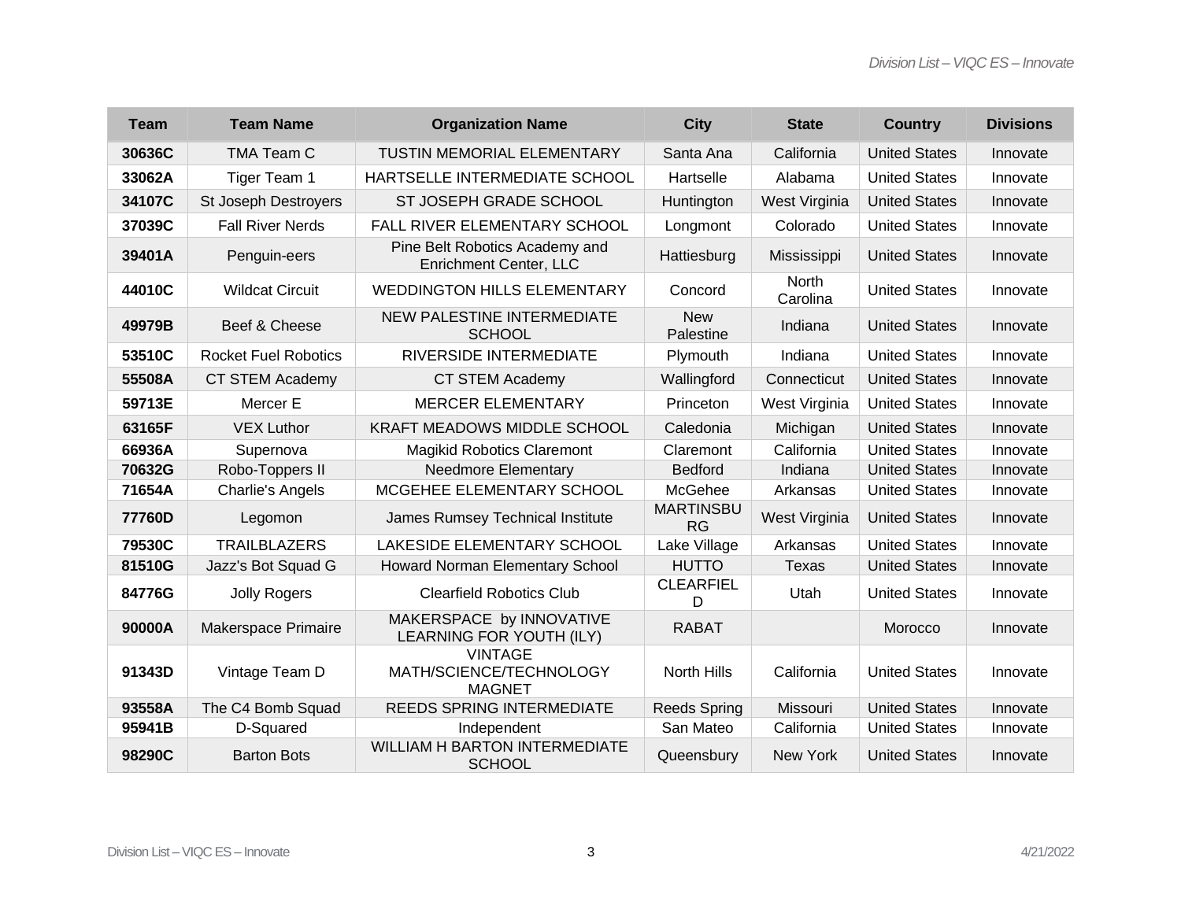| Team | Team Name | Organization Name | City | State | Country | Divisions |
|---|---|---|---|---|---|---|
| 30636C | TMA Team C | TUSTIN MEMORIAL ELEMENTARY | Santa Ana | California | United States | Innovate |
| 33062A | Tiger Team 1 | HARTSELLE INTERMEDIATE SCHOOL | Hartselle | Alabama | United States | Innovate |
| 34107C | St Joseph Destroyers | ST JOSEPH GRADE SCHOOL | Huntington | West Virginia | United States | Innovate |
| 37039C | Fall River Nerds | FALL RIVER ELEMENTARY SCHOOL | Longmont | Colorado | United States | Innovate |
| 39401A | Penguin-eers | Pine Belt Robotics Academy and Enrichment Center, LLC | Hattiesburg | Mississippi | United States | Innovate |
| 44010C | Wildcat Circuit | WEDDINGTON HILLS ELEMENTARY | Concord | North Carolina | United States | Innovate |
| 49979B | Beef & Cheese | NEW PALESTINE INTERMEDIATE SCHOOL | New Palestine | Indiana | United States | Innovate |
| 53510C | Rocket Fuel Robotics | RIVERSIDE INTERMEDIATE | Plymouth | Indiana | United States | Innovate |
| 55508A | CT STEM Academy | CT STEM Academy | Wallingford | Connecticut | United States | Innovate |
| 59713E | Mercer E | MERCER ELEMENTARY | Princeton | West Virginia | United States | Innovate |
| 63165F | VEX Luthor | KRAFT MEADOWS MIDDLE SCHOOL | Caledonia | Michigan | United States | Innovate |
| 66936A | Supernova | Magikid Robotics Claremont | Claremont | California | United States | Innovate |
| 70632G | Robo-Toppers II | Needmore Elementary | Bedford | Indiana | United States | Innovate |
| 71654A | Charlie's Angels | MCGEHEE ELEMENTARY SCHOOL | McGehee | Arkansas | United States | Innovate |
| 77760D | Legomon | James Rumsey Technical Institute | MARTINSBURG | West Virginia | United States | Innovate |
| 79530C | TRAILBLAZERS | LAKESIDE ELEMENTARY SCHOOL | Lake Village | Arkansas | United States | Innovate |
| 81510G | Jazz's Bot Squad G | Howard Norman Elementary School | HUTTO | Texas | United States | Innovate |
| 84776G | Jolly Rogers | Clearfield Robotics Club | CLEARFIELD | Utah | United States | Innovate |
| 90000A | Makerspace Primaire | MAKERSPACE by INNOVATIVE LEARNING FOR YOUTH (ILY) | RABAT | | Morocco | Innovate |
| 91343D | Vintage Team D | VINTAGE MATH/SCIENCE/TECHNOLOGY MAGNET | North Hills | California | United States | Innovate |
| 93558A | The C4 Bomb Squad | REEDS SPRING INTERMEDIATE | Reeds Spring | Missouri | United States | Innovate |
| 95941B | D-Squared | Independent | San Mateo | California | United States | Innovate |
| 98290C | Barton Bots | WILLIAM H BARTON INTERMEDIATE SCHOOL | Queensbury | New York | United States | Innovate |